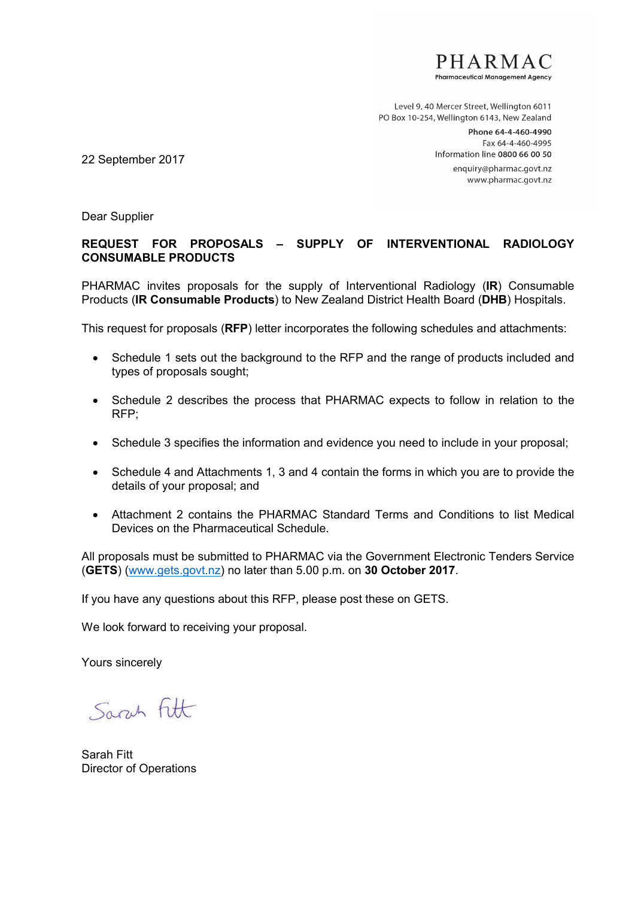**PHARMAC**
Pharmaceutical Management Agency

Level 9, 40 Mercer Street, Wellington 6011
PO Box 10-254, Wellington 6143, New Zealand
**Phone 64-4-460-4990**
Fax 64-4-460-4995
Information line **0800 66 00 50**
enquiry@pharmac.govt.nz
www.pharmac.govt.nz

22 September 2017

Dear Supplier

**REQUEST FOR PROPOSALS – SUPPLY OF INTERVENTIONAL RADIOLOGY CONSUMABLE PRODUCTS**

PHARMAC invites proposals for the supply of Interventional Radiology (**IR**) Consumable Products (**IR Consumable Products**) to New Zealand District Health Board (**DHB**) Hospitals.

This request for proposals (**RFP**) letter incorporates the following schedules and attachments:

- Schedule 1 sets out the background to the RFP and the range of products included and types of proposals sought;
- Schedule 2 describes the process that PHARMAC expects to follow in relation to the RFP;
- Schedule 3 specifies the information and evidence you need to include in your proposal;
- Schedule 4 and Attachments 1, 3 and 4 contain the forms in which you are to provide the details of your proposal; and
- Attachment 2 contains the PHARMAC Standard Terms and Conditions to list Medical Devices on the Pharmaceutical Schedule.

All proposals must be submitted to PHARMAC via the Government Electronic Tenders Service (**GETS**) (www.gets.govt.nz) no later than 5.00 p.m. on **30 October 2017**.

If you have any questions about this RFP, please post these on GETS.

We look forward to receiving your proposal.

Yours sincerely

Sarah Fitt

Sarah Fitt
Director of Operations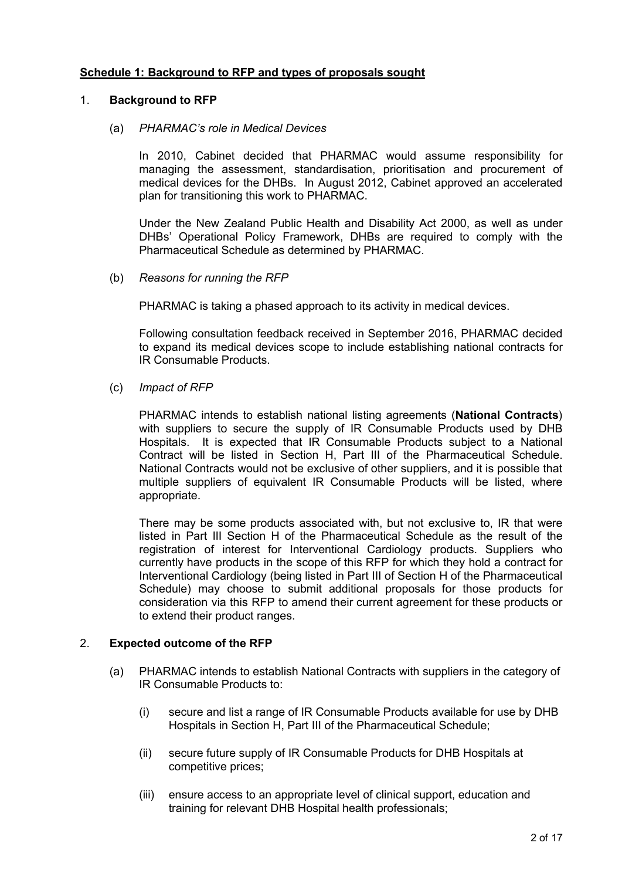**<u>Schedule 1: Background to RFP and types of proposals sought</u>**

1. **Background to RFP**

   (a) *PHARMAC's role in Medical Devices*

   In 2010, Cabinet decided that PHARMAC would assume responsibility for managing the assessment, standardisation, prioritisation and procurement of medical devices for the DHBs. In August 2012, Cabinet approved an accelerated plan for transitioning this work to PHARMAC.

   Under the New Zealand Public Health and Disability Act 2000, as well as under DHBs' Operational Policy Framework, DHBs are required to comply with the Pharmaceutical Schedule as determined by PHARMAC.

   (b) *Reasons for running the RFP*

   PHARMAC is taking a phased approach to its activity in medical devices.

   Following consultation feedback received in September 2016, PHARMAC decided to expand its medical devices scope to include establishing national contracts for IR Consumable Products.

   (c) *Impact of RFP*

   PHARMAC intends to establish national listing agreements (**National Contracts**) with suppliers to secure the supply of IR Consumable Products used by DHB Hospitals. It is expected that IR Consumable Products subject to a National Contract will be listed in Section H, Part III of the Pharmaceutical Schedule. National Contracts would not be exclusive of other suppliers, and it is possible that multiple suppliers of equivalent IR Consumable Products will be listed, where appropriate.

   There may be some products associated with, but not exclusive to, IR that were listed in Part III Section H of the Pharmaceutical Schedule as the result of the registration of interest for Interventional Cardiology products. Suppliers who currently have products in the scope of this RFP for which they hold a contract for Interventional Cardiology (being listed in Part III of Section H of the Pharmaceutical Schedule) may choose to submit additional proposals for those products for consideration via this RFP to amend their current agreement for these products or to extend their product ranges.

2. **Expected outcome of the RFP**

   (a) PHARMAC intends to establish National Contracts with suppliers in the category of IR Consumable Products to:

      (i) secure and list a range of IR Consumable Products available for use by DHB Hospitals in Section H, Part III of the Pharmaceutical Schedule;

      (ii) secure future supply of IR Consumable Products for DHB Hospitals at competitive prices;

      (iii) ensure access to an appropriate level of clinical support, education and training for relevant DHB Hospital health professionals;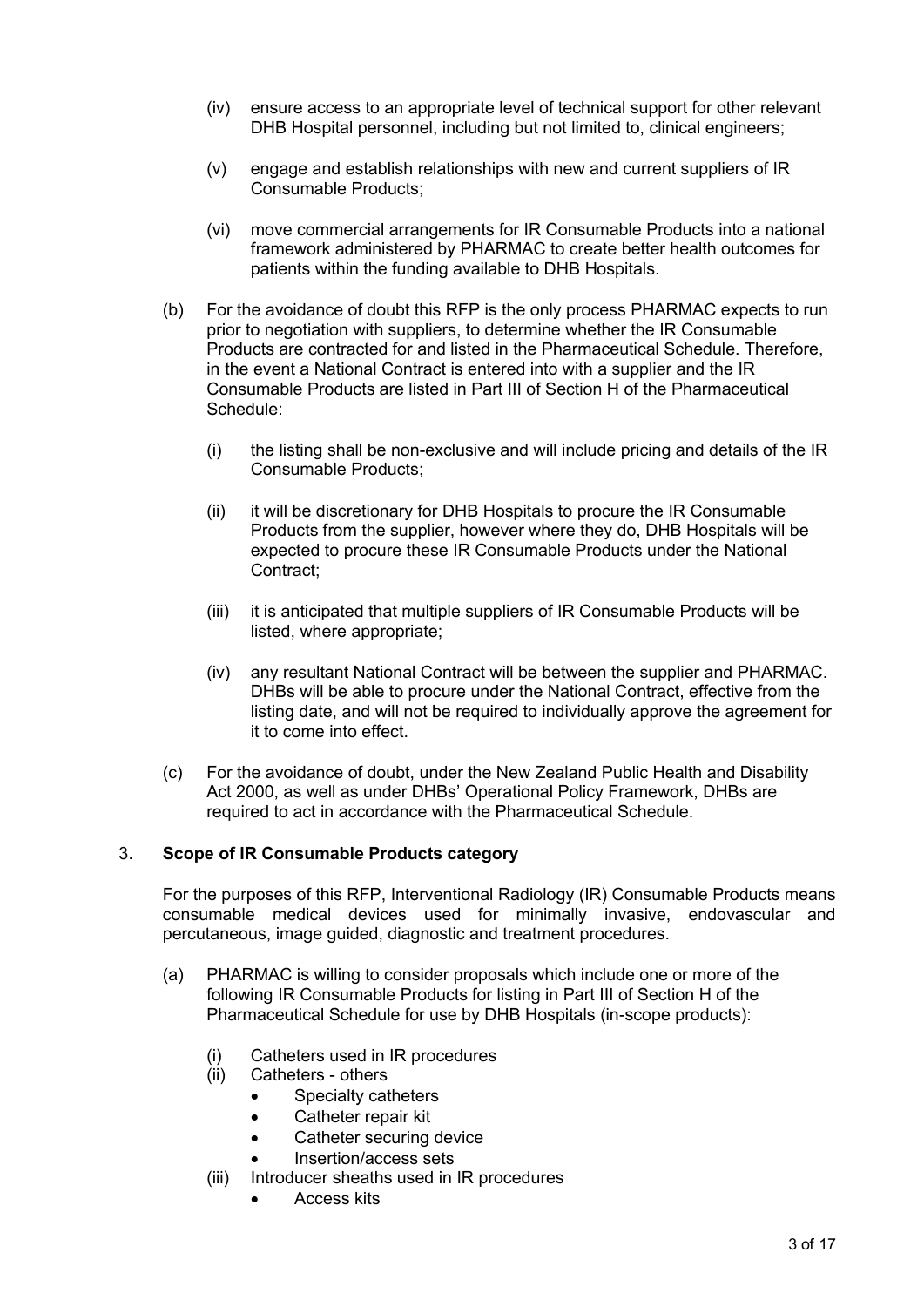(iv) ensure access to an appropriate level of technical support for other relevant DHB Hospital personnel, including but not limited to, clinical engineers;

(v) engage and establish relationships with new and current suppliers of IR Consumable Products;

(vi) move commercial arrangements for IR Consumable Products into a national framework administered by PHARMAC to create better health outcomes for patients within the funding available to DHB Hospitals.

(b) For the avoidance of doubt this RFP is the only process PHARMAC expects to run prior to negotiation with suppliers, to determine whether the IR Consumable Products are contracted for and listed in the Pharmaceutical Schedule. Therefore, in the event a National Contract is entered into with a supplier and the IR Consumable Products are listed in Part III of Section H of the Pharmaceutical Schedule:

(i) the listing shall be non-exclusive and will include pricing and details of the IR Consumable Products;

(ii) it will be discretionary for DHB Hospitals to procure the IR Consumable Products from the supplier, however where they do, DHB Hospitals will be expected to procure these IR Consumable Products under the National Contract;

(iii) it is anticipated that multiple suppliers of IR Consumable Products will be listed, where appropriate;

(iv) any resultant National Contract will be between the supplier and PHARMAC. DHBs will be able to procure under the National Contract, effective from the listing date, and will not be required to individually approve the agreement for it to come into effect.

(c) For the avoidance of doubt, under the New Zealand Public Health and Disability Act 2000, as well as under DHBs' Operational Policy Framework, DHBs are required to act in accordance with the Pharmaceutical Schedule.

## 3. Scope of IR Consumable Products category

For the purposes of this RFP, Interventional Radiology (IR) Consumable Products means consumable medical devices used for minimally invasive, endovascular and percutaneous, image guided, diagnostic and treatment procedures.

(a) PHARMAC is willing to consider proposals which include one or more of the following IR Consumable Products for listing in Part III of Section H of the Pharmaceutical Schedule for use by DHB Hospitals (in-scope products):

(i) Catheters used in IR procedures

(ii) Catheters - others
- Specialty catheters
- Catheter repair kit
- Catheter securing device
- Insertion/access sets

(iii) Introducer sheaths used in IR procedures
- Access kits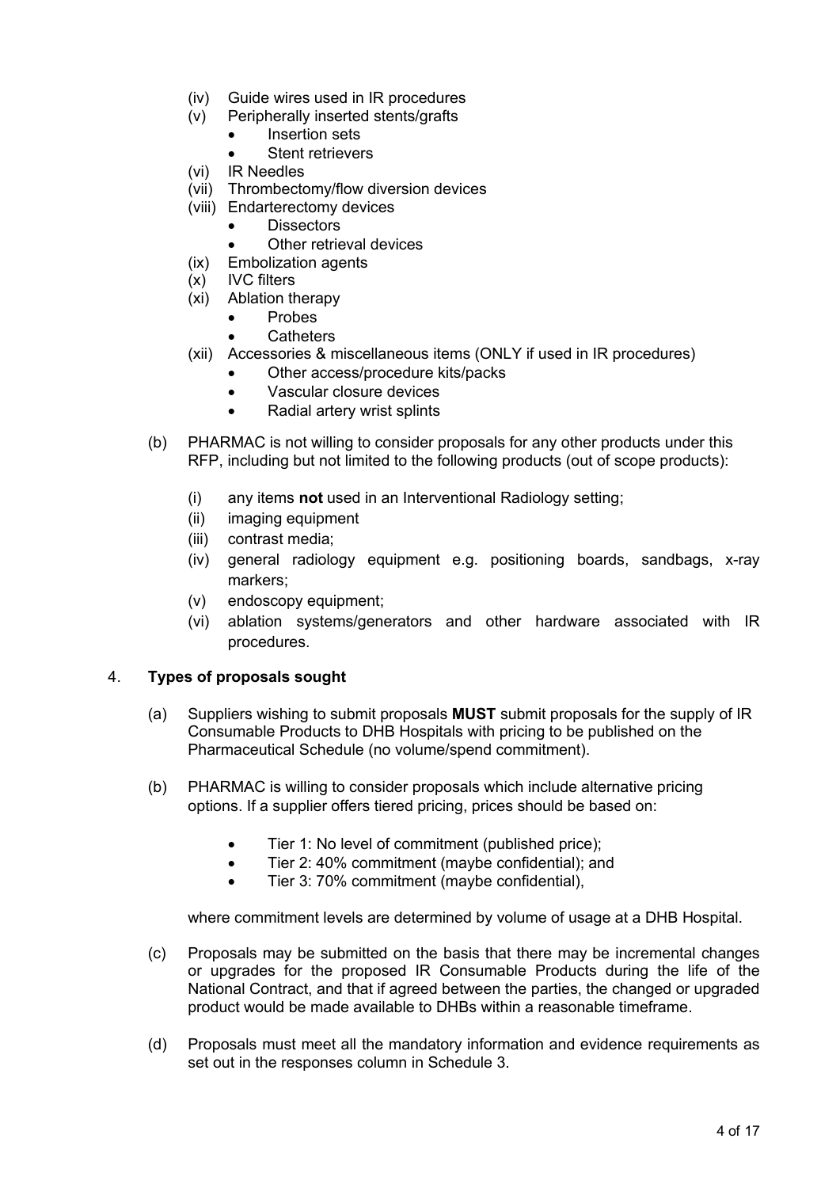- (iv) Guide wires used in IR procedures
- (v) Peripherally inserted stents/grafts
  - Insertion sets
  - Stent retrievers
- (vi) IR Needles
- (vii) Thrombectomy/flow diversion devices
- (viii) Endarterectomy devices
  - Dissectors
  - Other retrieval devices
- (ix) Embolization agents
- (x) IVC filters
- (xi) Ablation therapy
  - Probes
  - Catheters
- (xii) Accessories & miscellaneous items (ONLY if used in IR procedures)
  - Other access/procedure kits/packs
  - Vascular closure devices
  - Radial artery wrist splints

(b) PHARMAC is not willing to consider proposals for any other products under this RFP, including but not limited to the following products (out of scope products):

- (i) any items **not** used in an Interventional Radiology setting;
- (ii) imaging equipment
- (iii) contrast media;
- (iv) general radiology equipment e.g. positioning boards, sandbags, x-ray markers;
- (v) endoscopy equipment;
- (vi) ablation systems/generators and other hardware associated with IR procedures.

4. **Types of proposals sought**

(a) Suppliers wishing to submit proposals **MUST** submit proposals for the supply of IR Consumable Products to DHB Hospitals with pricing to be published on the Pharmaceutical Schedule (no volume/spend commitment).

(b) PHARMAC is willing to consider proposals which include alternative pricing options. If a supplier offers tiered pricing, prices should be based on:

- Tier 1: No level of commitment (published price);
- Tier 2: 40% commitment (maybe confidential); and
- Tier 3: 70% commitment (maybe confidential),

where commitment levels are determined by volume of usage at a DHB Hospital.

(c) Proposals may be submitted on the basis that there may be incremental changes or upgrades for the proposed IR Consumable Products during the life of the National Contract, and that if agreed between the parties, the changed or upgraded product would be made available to DHBs within a reasonable timeframe.

(d) Proposals must meet all the mandatory information and evidence requirements as set out in the responses column in Schedule 3.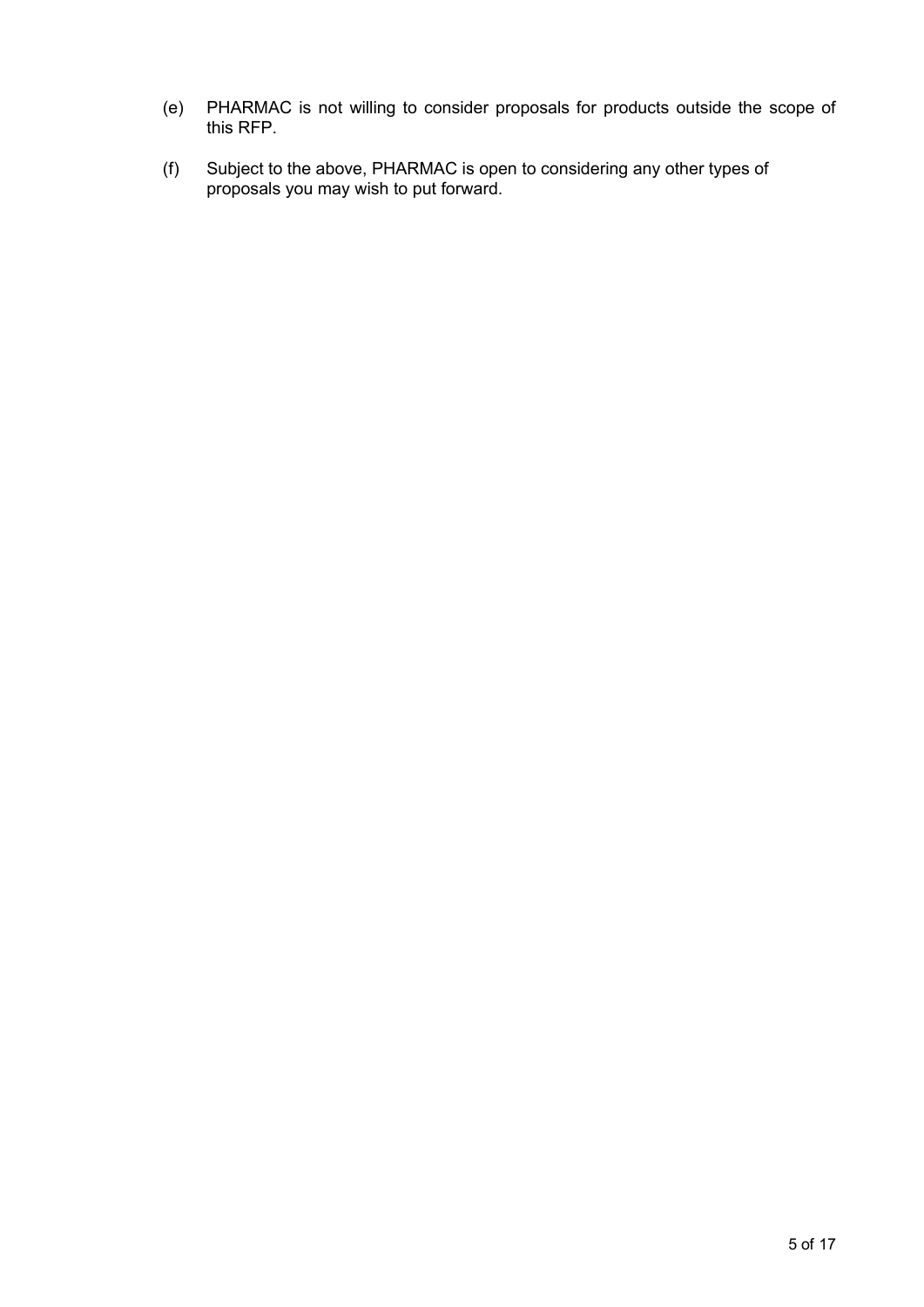(e) PHARMAC is not willing to consider proposals for products outside the scope of this RFP.

(f) Subject to the above, PHARMAC is open to considering any other types of proposals you may wish to put forward.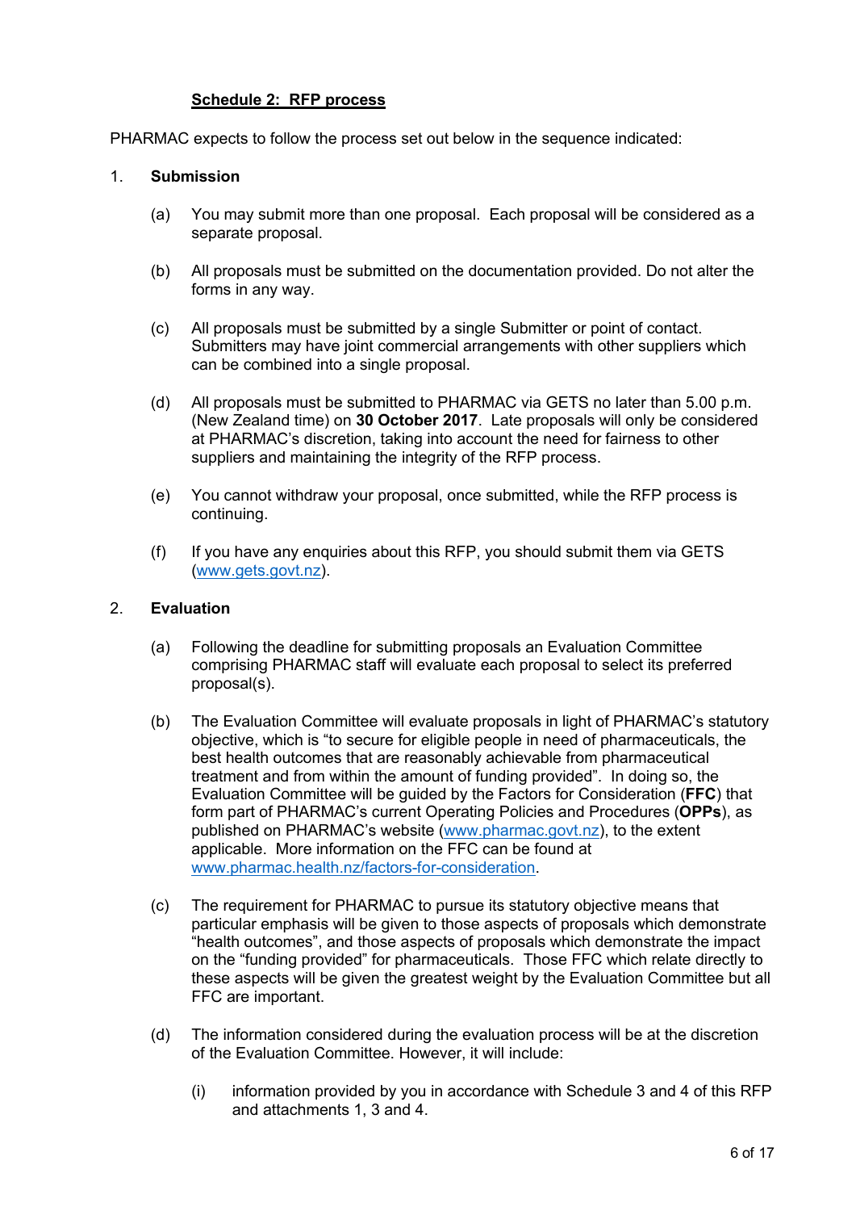## Schedule 2: RFP process

PHARMAC expects to follow the process set out below in the sequence indicated:

### 1. Submission

(a) You may submit more than one proposal. Each proposal will be considered as a separate proposal.

(b) All proposals must be submitted on the documentation provided. Do not alter the forms in any way.

(c) All proposals must be submitted by a single Submitter or point of contact. Submitters may have joint commercial arrangements with other suppliers which can be combined into a single proposal.

(d) All proposals must be submitted to PHARMAC via GETS no later than 5.00 p.m. (New Zealand time) on **30 October 2017**. Late proposals will only be considered at PHARMAC's discretion, taking into account the need for fairness to other suppliers and maintaining the integrity of the RFP process.

(e) You cannot withdraw your proposal, once submitted, while the RFP process is continuing.

(f) If you have any enquiries about this RFP, you should submit them via GETS (www.gets.govt.nz).

### 2. Evaluation

(a) Following the deadline for submitting proposals an Evaluation Committee comprising PHARMAC staff will evaluate each proposal to select its preferred proposal(s).

(b) The Evaluation Committee will evaluate proposals in light of PHARMAC's statutory objective, which is "to secure for eligible people in need of pharmaceuticals, the best health outcomes that are reasonably achievable from pharmaceutical treatment and from within the amount of funding provided". In doing so, the Evaluation Committee will be guided by the Factors for Consideration (**FFC**) that form part of PHARMAC's current Operating Policies and Procedures (**OPPs**), as published on PHARMAC's website (www.pharmac.govt.nz), to the extent applicable. More information on the FFC can be found at www.pharmac.health.nz/factors-for-consideration.

(c) The requirement for PHARMAC to pursue its statutory objective means that particular emphasis will be given to those aspects of proposals which demonstrate "health outcomes", and those aspects of proposals which demonstrate the impact on the "funding provided" for pharmaceuticals. Those FFC which relate directly to these aspects will be given the greatest weight by the Evaluation Committee but all FFC are important.

(d) The information considered during the evaluation process will be at the discretion of the Evaluation Committee. However, it will include:

(i) information provided by you in accordance with Schedule 3 and 4 of this RFP and attachments 1, 3 and 4.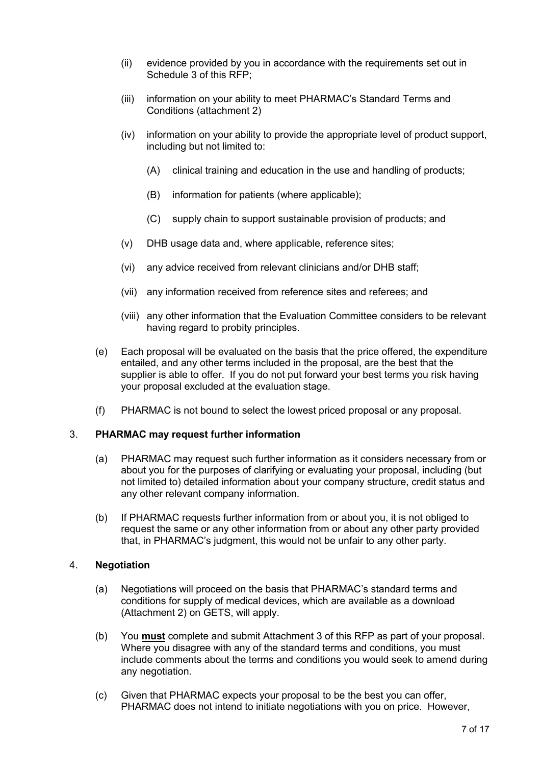(ii) evidence provided by you in accordance with the requirements set out in Schedule 3 of this RFP;

(iii) information on your ability to meet PHARMAC's Standard Terms and Conditions (attachment 2)

(iv) information on your ability to provide the appropriate level of product support, including but not limited to:

(A) clinical training and education in the use and handling of products;

(B) information for patients (where applicable);

(C) supply chain to support sustainable provision of products; and

(v) DHB usage data and, where applicable, reference sites;

(vi) any advice received from relevant clinicians and/or DHB staff;

(vii) any information received from reference sites and referees; and

(viii) any other information that the Evaluation Committee considers to be relevant having regard to probity principles.

(e) Each proposal will be evaluated on the basis that the price offered, the expenditure entailed, and any other terms included in the proposal, are the best that the supplier is able to offer. If you do not put forward your best terms you risk having your proposal excluded at the evaluation stage.

(f) PHARMAC is not bound to select the lowest priced proposal or any proposal.

3. **PHARMAC may request further information**

(a) PHARMAC may request such further information as it considers necessary from or about you for the purposes of clarifying or evaluating your proposal, including (but not limited to) detailed information about your company structure, credit status and any other relevant company information.

(b) If PHARMAC requests further information from or about you, it is not obliged to request the same or any other information from or about any other party provided that, in PHARMAC's judgment, this would not be unfair to any other party.

4. **Negotiation**

(a) Negotiations will proceed on the basis that PHARMAC's standard terms and conditions for supply of medical devices, which are available as a download (Attachment 2) on GETS, will apply.

(b) You **must** complete and submit Attachment 3 of this RFP as part of your proposal. Where you disagree with any of the standard terms and conditions, you must include comments about the terms and conditions you would seek to amend during any negotiation.

(c) Given that PHARMAC expects your proposal to be the best you can offer, PHARMAC does not intend to initiate negotiations with you on price. However,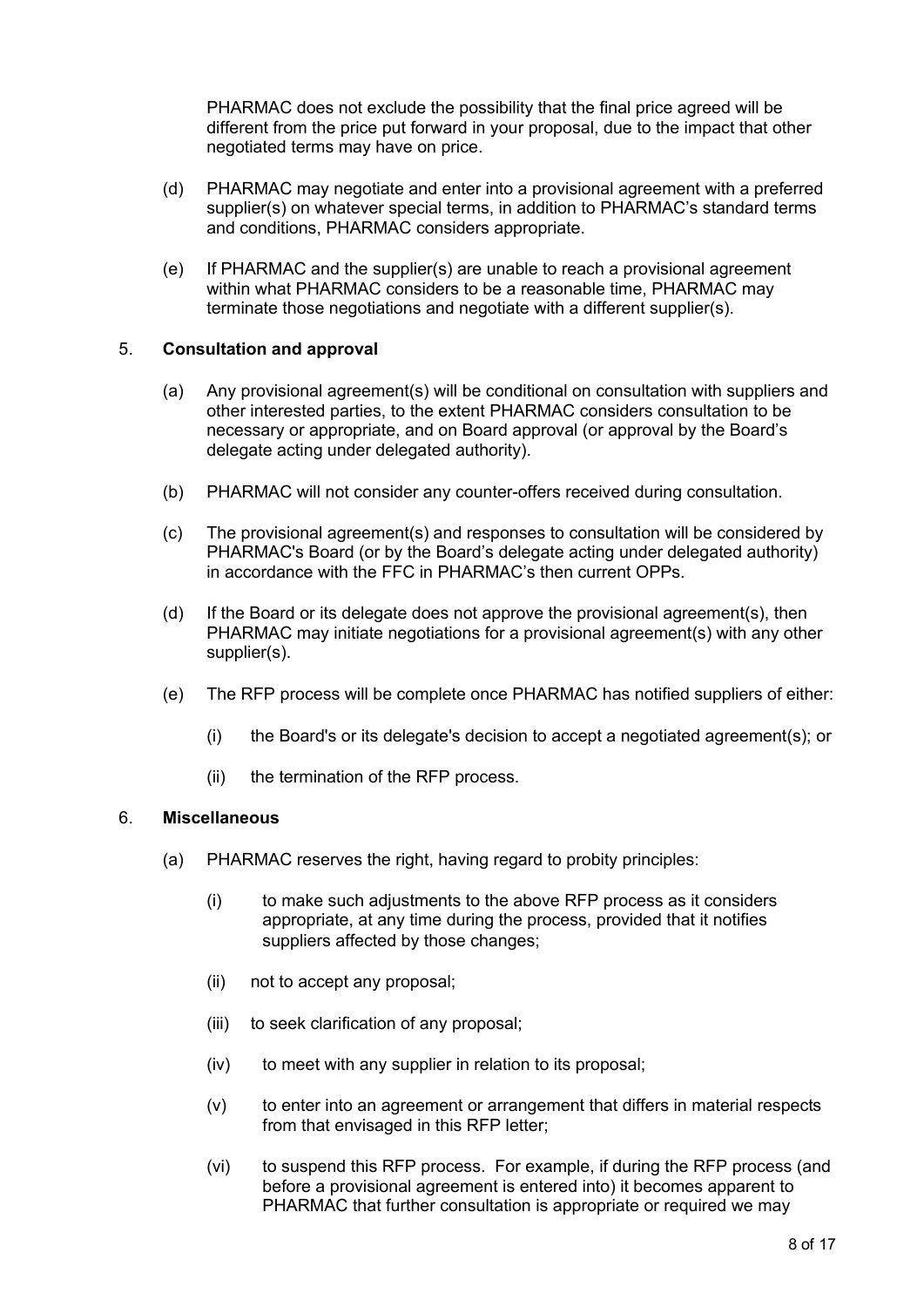PHARMAC does not exclude the possibility that the final price agreed will be different from the price put forward in your proposal, due to the impact that other negotiated terms may have on price.

(d) PHARMAC may negotiate and enter into a provisional agreement with a preferred supplier(s) on whatever special terms, in addition to PHARMAC's standard terms and conditions, PHARMAC considers appropriate.

(e) If PHARMAC and the supplier(s) are unable to reach a provisional agreement within what PHARMAC considers to be a reasonable time, PHARMAC may terminate those negotiations and negotiate with a different supplier(s).

5. **Consultation and approval**

(a) Any provisional agreement(s) will be conditional on consultation with suppliers and other interested parties, to the extent PHARMAC considers consultation to be necessary or appropriate, and on Board approval (or approval by the Board's delegate acting under delegated authority).

(b) PHARMAC will not consider any counter-offers received during consultation.

(c) The provisional agreement(s) and responses to consultation will be considered by PHARMAC's Board (or by the Board's delegate acting under delegated authority) in accordance with the FFC in PHARMAC's then current OPPs.

(d) If the Board or its delegate does not approve the provisional agreement(s), then PHARMAC may initiate negotiations for a provisional agreement(s) with any other supplier(s).

(e) The RFP process will be complete once PHARMAC has notified suppliers of either:

(i) the Board's or its delegate's decision to accept a negotiated agreement(s); or

(ii) the termination of the RFP process.

6. **Miscellaneous**

(a) PHARMAC reserves the right, having regard to probity principles:

(i) to make such adjustments to the above RFP process as it considers appropriate, at any time during the process, provided that it notifies suppliers affected by those changes;

(ii) not to accept any proposal;

(iii) to seek clarification of any proposal;

(iv) to meet with any supplier in relation to its proposal;

(v) to enter into an agreement or arrangement that differs in material respects from that envisaged in this RFP letter;

(vi) to suspend this RFP process. For example, if during the RFP process (and before a provisional agreement is entered into) it becomes apparent to PHARMAC that further consultation is appropriate or required we may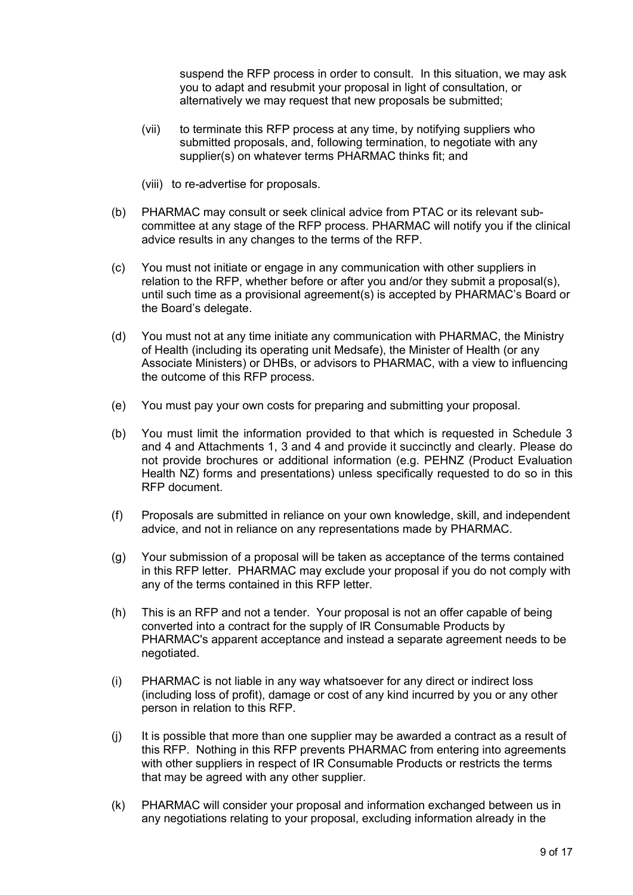suspend the RFP process in order to consult. In this situation, we may ask you to adapt and resubmit your proposal in light of consultation, or alternatively we may request that new proposals be submitted;

(vii) to terminate this RFP process at any time, by notifying suppliers who submitted proposals, and, following termination, to negotiate with any supplier(s) on whatever terms PHARMAC thinks fit; and

(viii) to re-advertise for proposals.

(b) PHARMAC may consult or seek clinical advice from PTAC or its relevant sub-committee at any stage of the RFP process. PHARMAC will notify you if the clinical advice results in any changes to the terms of the RFP.

(c) You must not initiate or engage in any communication with other suppliers in relation to the RFP, whether before or after you and/or they submit a proposal(s), until such time as a provisional agreement(s) is accepted by PHARMAC's Board or the Board's delegate.

(d) You must not at any time initiate any communication with PHARMAC, the Ministry of Health (including its operating unit Medsafe), the Minister of Health (or any Associate Ministers) or DHBs, or advisors to PHARMAC, with a view to influencing the outcome of this RFP process.

(e) You must pay your own costs for preparing and submitting your proposal.

(b) You must limit the information provided to that which is requested in Schedule 3 and 4 and Attachments 1, 3 and 4 and provide it succinctly and clearly. Please do not provide brochures or additional information (e.g. PEHNZ (Product Evaluation Health NZ) forms and presentations) unless specifically requested to do so in this RFP document.

(f) Proposals are submitted in reliance on your own knowledge, skill, and independent advice, and not in reliance on any representations made by PHARMAC.

(g) Your submission of a proposal will be taken as acceptance of the terms contained in this RFP letter. PHARMAC may exclude your proposal if you do not comply with any of the terms contained in this RFP letter.

(h) This is an RFP and not a tender. Your proposal is not an offer capable of being converted into a contract for the supply of IR Consumable Products by PHARMAC's apparent acceptance and instead a separate agreement needs to be negotiated.

(i) PHARMAC is not liable in any way whatsoever for any direct or indirect loss (including loss of profit), damage or cost of any kind incurred by you or any other person in relation to this RFP.

(j) It is possible that more than one supplier may be awarded a contract as a result of this RFP. Nothing in this RFP prevents PHARMAC from entering into agreements with other suppliers in respect of IR Consumable Products or restricts the terms that may be agreed with any other supplier.

(k) PHARMAC will consider your proposal and information exchanged between us in any negotiations relating to your proposal, excluding information already in the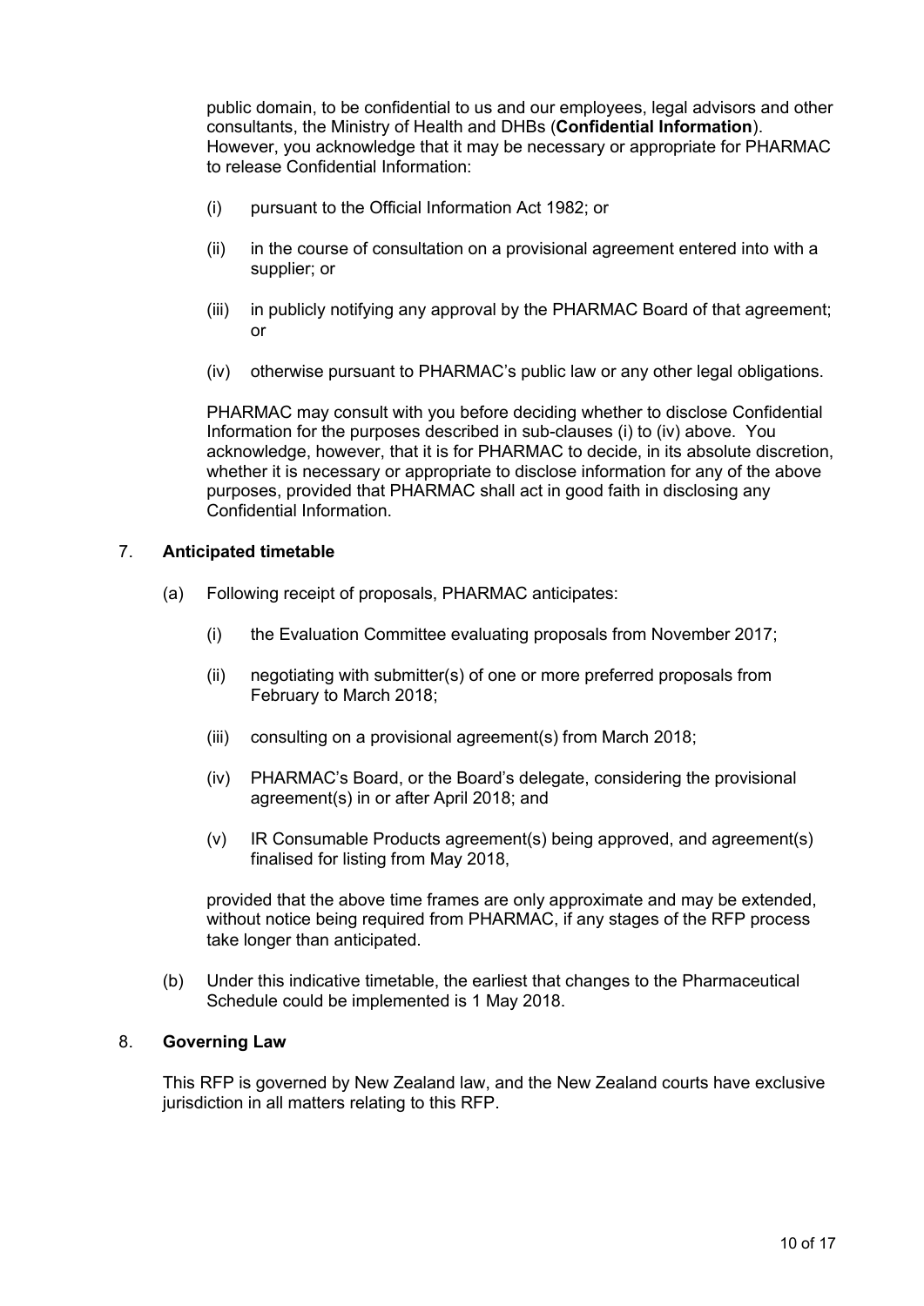public domain, to be confidential to us and our employees, legal advisors and other consultants, the Ministry of Health and DHBs (**Confidential Information**). However, you acknowledge that it may be necessary or appropriate for PHARMAC to release Confidential Information:

(i) pursuant to the Official Information Act 1982; or

(ii) in the course of consultation on a provisional agreement entered into with a supplier; or

(iii) in publicly notifying any approval by the PHARMAC Board of that agreement; or

(iv) otherwise pursuant to PHARMAC's public law or any other legal obligations.

PHARMAC may consult with you before deciding whether to disclose Confidential Information for the purposes described in sub-clauses (i) to (iv) above. You acknowledge, however, that it is for PHARMAC to decide, in its absolute discretion, whether it is necessary or appropriate to disclose information for any of the above purposes, provided that PHARMAC shall act in good faith in disclosing any Confidential Information.

## 7. **Anticipated timetable**

(a) Following receipt of proposals, PHARMAC anticipates:

(i) the Evaluation Committee evaluating proposals from November 2017;

(ii) negotiating with submitter(s) of one or more preferred proposals from February to March 2018;

(iii) consulting on a provisional agreement(s) from March 2018;

(iv) PHARMAC's Board, or the Board's delegate, considering the provisional agreement(s) in or after April 2018; and

(v) IR Consumable Products agreement(s) being approved, and agreement(s) finalised for listing from May 2018,

provided that the above time frames are only approximate and may be extended, without notice being required from PHARMAC, if any stages of the RFP process take longer than anticipated.

(b) Under this indicative timetable, the earliest that changes to the Pharmaceutical Schedule could be implemented is 1 May 2018.

## 8. **Governing Law**

This RFP is governed by New Zealand law, and the New Zealand courts have exclusive jurisdiction in all matters relating to this RFP.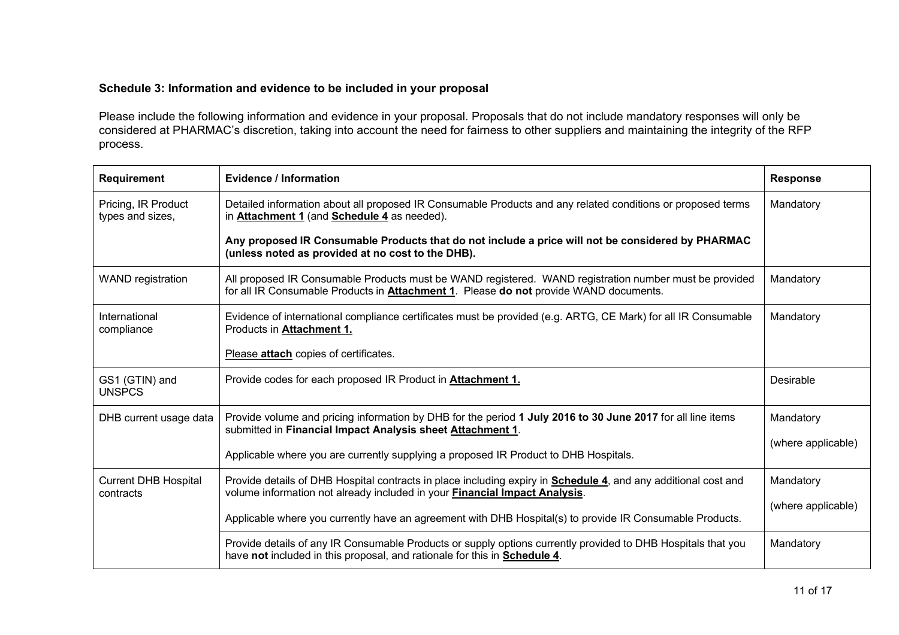**Schedule 3: Information and evidence to be included in your proposal**

Please include the following information and evidence in your proposal. Proposals that do not include mandatory responses will only be considered at PHARMAC's discretion, taking into account the need for fairness to other suppliers and maintaining the integrity of the RFP process.

| Requirement | Evidence / Information | Response |
|---|---|---|
| Pricing, IR Product types and sizes, | Detailed information about all proposed IR Consumable Products and any related conditions or proposed terms in **Attachment 1** (and **Schedule 4** as needed).<br><br>**Any proposed IR Consumable Products that do not include a price will not be considered by PHARMAC (unless noted as provided at no cost to the DHB).** | Mandatory |
| WAND registration | All proposed IR Consumable Products must be WAND registered. WAND registration number must be provided for all IR Consumable Products in **Attachment 1**. Please **do not** provide WAND documents. | Mandatory |
| International compliance | Evidence of international compliance certificates must be provided (e.g. ARTG, CE Mark) for all IR Consumable Products in **Attachment 1.**<br><br>Please **attach** copies of certificates. | Mandatory |
| GS1 (GTIN) and UNSPCS | Provide codes for each proposed IR Product in **Attachment 1.** | Desirable |
| DHB current usage data | Provide volume and pricing information by DHB for the period **1 July 2016 to 30 June 2017** for all line items submitted in **Financial Impact Analysis sheet Attachment 1**.<br><br>Applicable where you are currently supplying a proposed IR Product to DHB Hospitals. | Mandatory<br><br>(where applicable) |
| Current DHB Hospital contracts | Provide details of DHB Hospital contracts in place including expiry in **Schedule 4**, and any additional cost and volume information not already included in your **Financial Impact Analysis**.<br><br>Applicable where you currently have an agreement with DHB Hospital(s) to provide IR Consumable Products. | Mandatory<br><br>(where applicable) |
| | Provide details of any IR Consumable Products or supply options currently provided to DHB Hospitals that you have **not** included in this proposal, and rationale for this in **Schedule 4**. | Mandatory |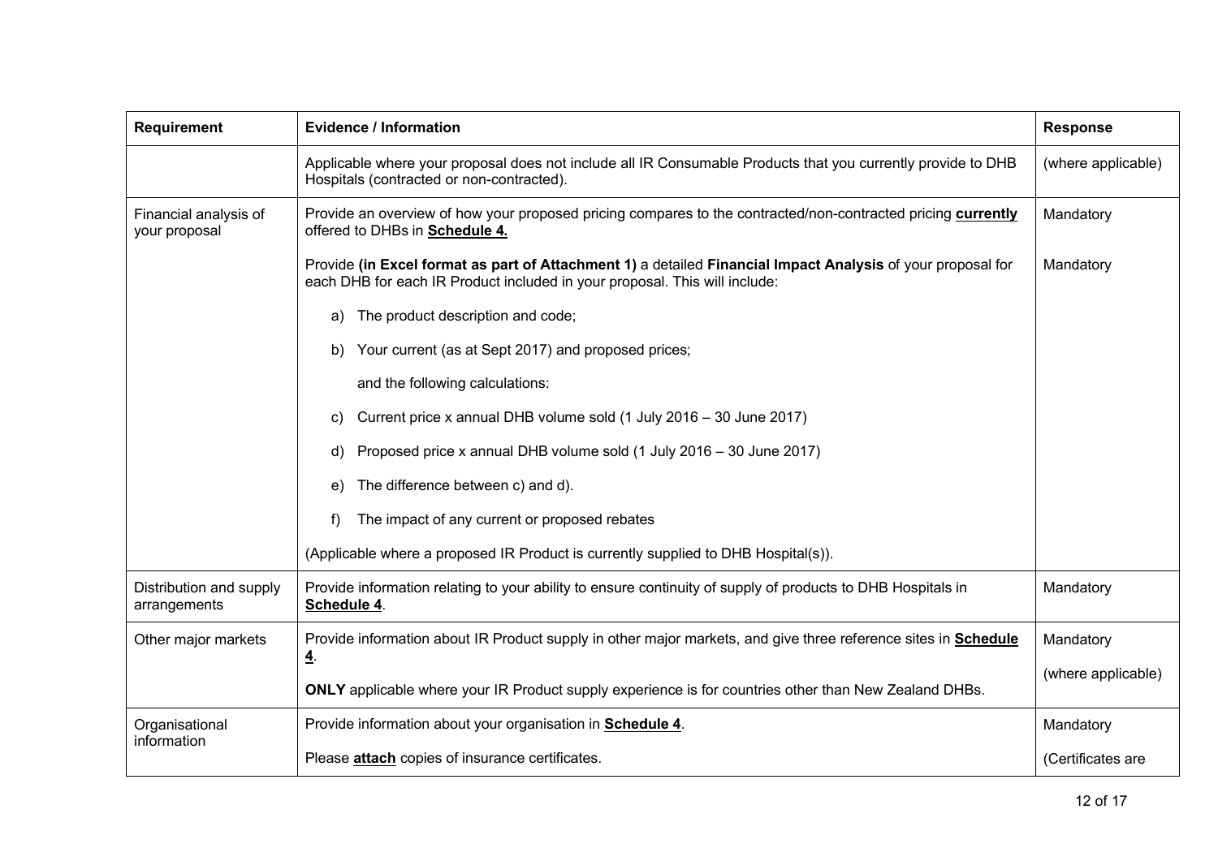| Requirement | Evidence / Information | Response |
|---|---|---|
| | Applicable where your proposal does not include all IR Consumable Products that you currently provide to DHB Hospitals (contracted or non-contracted). | (where applicable) |
| Financial analysis of your proposal | Provide an overview of how your proposed pricing compares to the contracted/non-contracted pricing **currently** offered to DHBs in **Schedule 4.** | Mandatory |
| | Provide **(in Excel format as part of Attachment 1)** a detailed **Financial Impact Analysis** of your proposal for each DHB for each IR Product included in your proposal. This will include:<br><br>a) The product description and code;<br><br>b) Your current (as at Sept 2017) and proposed prices;<br><br>and the following calculations:<br><br>c) Current price x annual DHB volume sold (1 July 2016 – 30 June 2017)<br><br>d) Proposed price x annual DHB volume sold (1 July 2016 – 30 June 2017)<br><br>e) The difference between c) and d).<br><br>f) The impact of any current or proposed rebates<br><br>(Applicable where a proposed IR Product is currently supplied to DHB Hospital(s)). | Mandatory |
| Distribution and supply arrangements | Provide information relating to your ability to ensure continuity of supply of products to DHB Hospitals in **Schedule 4**. | Mandatory |
| Other major markets | Provide information about IR Product supply in other major markets, and give three reference sites in **Schedule 4**.<br><br>**ONLY** applicable where your IR Product supply experience is for countries other than New Zealand DHBs. | Mandatory<br><br>(where applicable) |
| Organisational information | Provide information about your organisation in **Schedule 4**.<br><br>Please **attach** copies of insurance certificates. | Mandatory<br><br>(Certificates are |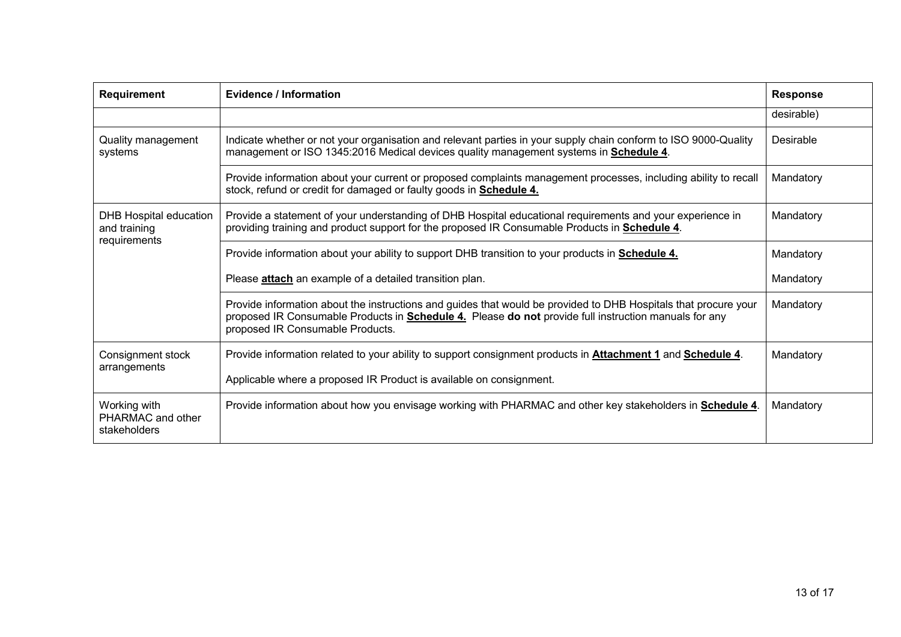| Requirement | Evidence / Information | Response |
|---|---|---|
| | | desirable) |
| Quality management systems | Indicate whether or not your organisation and relevant parties in your supply chain conform to ISO 9000-Quality management or ISO 1345:2016 Medical devices quality management systems in **Schedule 4**. | Desirable |
| | Provide information about your current or proposed complaints management processes, including ability to recall stock, refund or credit for damaged or faulty goods in **Schedule 4.** | Mandatory |
| DHB Hospital education and training requirements | Provide a statement of your understanding of DHB Hospital educational requirements and your experience in providing training and product support for the proposed IR Consumable Products in **Schedule 4**. | Mandatory |
| | Provide information about your ability to support DHB transition to your products in **Schedule 4.** | Mandatory |
| | Please **attach** an example of a detailed transition plan. | Mandatory |
| | Provide information about the instructions and guides that would be provided to DHB Hospitals that procure your proposed IR Consumable Products in **Schedule 4.** Please **do not** provide full instruction manuals for any proposed IR Consumable Products. | Mandatory |
| Consignment stock arrangements | Provide information related to your ability to support consignment products in **Attachment 1** and **Schedule 4**.<br><br>Applicable where a proposed IR Product is available on consignment. | Mandatory |
| Working with PHARMAC and other stakeholders | Provide information about how you envisage working with PHARMAC and other key stakeholders in **Schedule 4**. | Mandatory |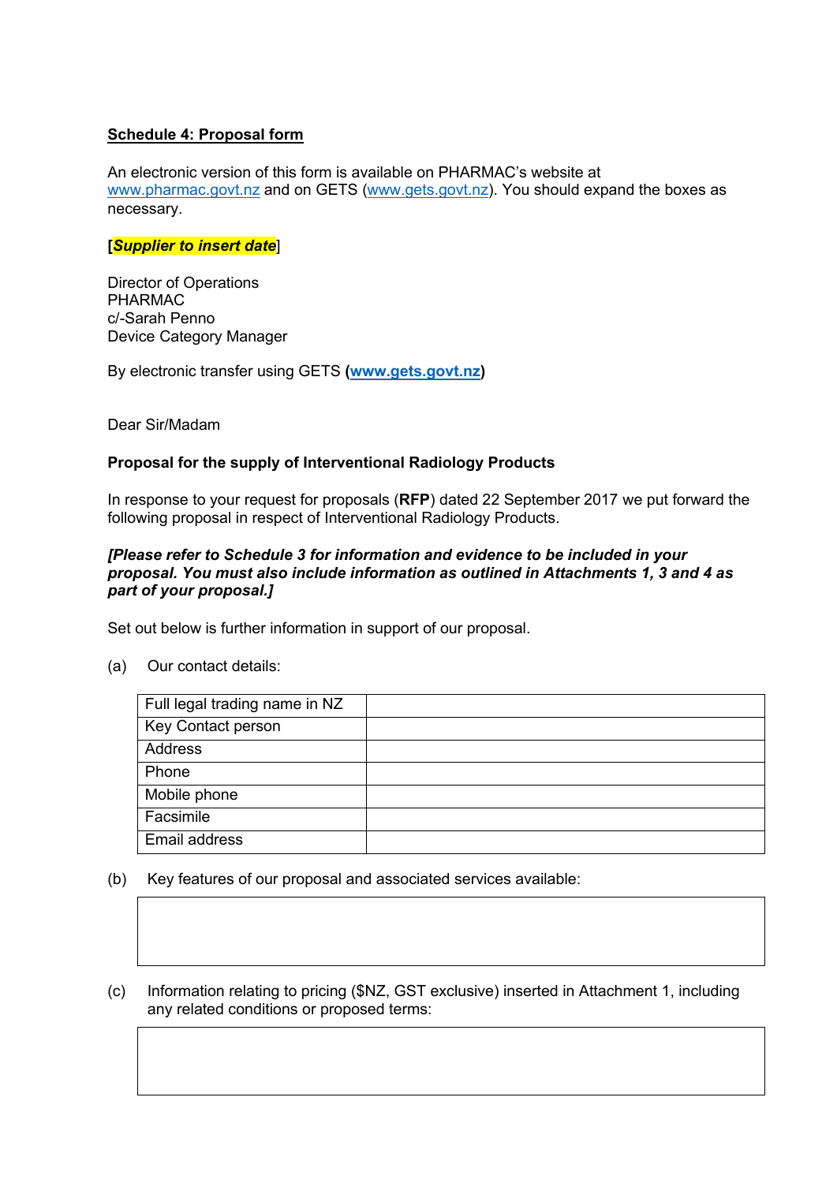**Schedule 4: Proposal form**

An electronic version of this form is available on PHARMAC's website at www.pharmac.govt.nz and on GETS (www.gets.govt.nz). You should expand the boxes as necessary.

[***Supplier to insert date***]

Director of Operations
PHARMAC
c/-Sarah Penno
Device Category Manager

By electronic transfer using GETS (**www.gets.govt.nz**)

Dear Sir/Madam

**Proposal for the supply of Interventional Radiology Products**

In response to your request for proposals (**RFP**) dated 22 September 2017 we put forward the following proposal in respect of Interventional Radiology Products.

***[Please refer to Schedule 3 for information and evidence to be included in your proposal. You must also include information as outlined in Attachments 1, 3 and 4 as part of your proposal.]***

Set out below is further information in support of our proposal.

(a) Our contact details:

| Full legal trading name in NZ | |
|---|---|
| Key Contact person | |
| Address | |
| Phone | |
| Mobile phone | |
| Facsimile | |
| Email address | |

(b) Key features of our proposal and associated services available:

| |
|---|
| |

(c) Information relating to pricing ($NZ, GST exclusive) inserted in Attachment 1, including any related conditions or proposed terms:

| |
|---|
| |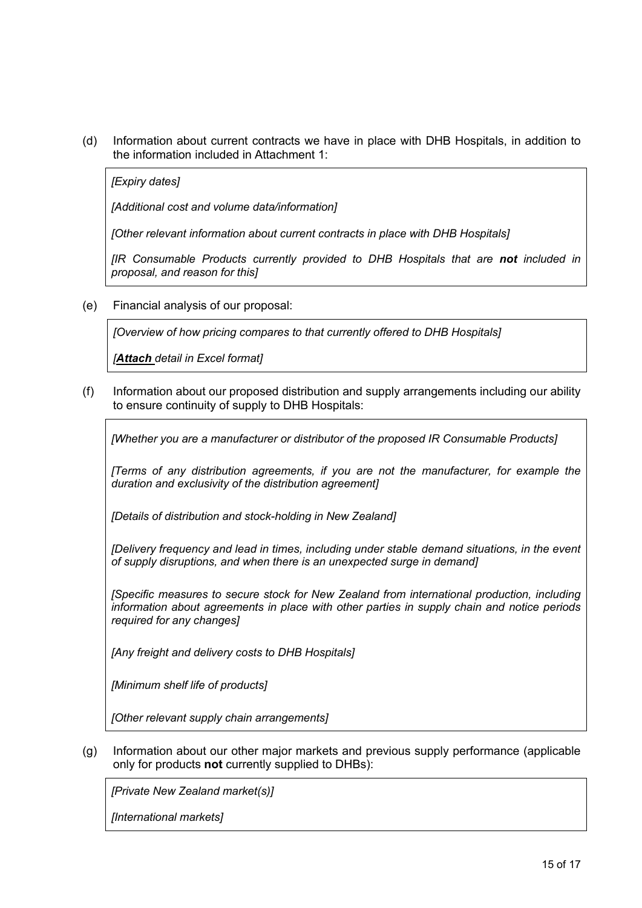(d) Information about current contracts we have in place with DHB Hospitals, in addition to the information included in Attachment 1:

> *[Expiry dates]*
>
> *[Additional cost and volume data/information]*
>
> *[Other relevant information about current contracts in place with DHB Hospitals]*
>
> *[IR Consumable Products currently provided to DHB Hospitals that are **not** included in proposal, and reason for this]*

(e) Financial analysis of our proposal:

> *[Overview of how pricing compares to that currently offered to DHB Hospitals]*
>
> *[**<u>Attach</u>** detail in Excel format]*

(f) Information about our proposed distribution and supply arrangements including our ability to ensure continuity of supply to DHB Hospitals:

> *[Whether you are a manufacturer or distributor of the proposed IR Consumable Products]*
>
> *[Terms of any distribution agreements, if you are not the manufacturer, for example the duration and exclusivity of the distribution agreement]*
>
> *[Details of distribution and stock-holding in New Zealand]*
>
> *[Delivery frequency and lead in times, including under stable demand situations, in the event of supply disruptions, and when there is an unexpected surge in demand]*
>
> *[Specific measures to secure stock for New Zealand from international production, including information about agreements in place with other parties in supply chain and notice periods required for any changes]*
>
> *[Any freight and delivery costs to DHB Hospitals]*
>
> *[Minimum shelf life of products]*
>
> *[Other relevant supply chain arrangements]*

(g) Information about our other major markets and previous supply performance (applicable only for products **not** currently supplied to DHBs):

> *[Private New Zealand market(s)]*
>
> *[International markets]*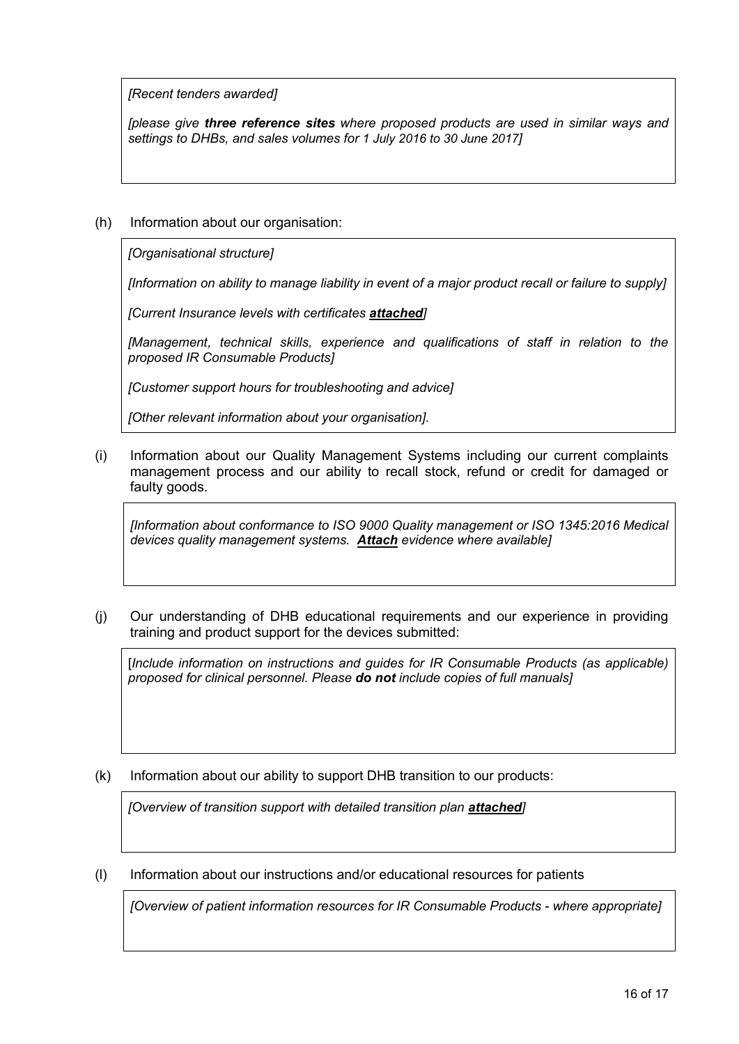*[Recent tenders awarded]*

*[please give **three reference sites** where proposed products are used in similar ways and settings to DHBs, and sales volumes for 1 July 2016 to 30 June 2017]*

(h) Information about our organisation:

*[Organisational structure]*

*[Information on ability to manage liability in event of a major product recall or failure to supply]*

*[Current Insurance levels with certificates **attached**]*

*[Management, technical skills, experience and qualifications of staff in relation to the proposed IR Consumable Products]*

*[Customer support hours for troubleshooting and advice]*

*[Other relevant information about your organisation].*

(i) Information about our Quality Management Systems including our current complaints management process and our ability to recall stock, refund or credit for damaged or faulty goods.

*[Information about conformance to ISO 9000 Quality management or ISO 1345:2016 Medical devices quality management systems. **Attach** evidence where available]*

(j) Our understanding of DHB educational requirements and our experience in providing training and product support for the devices submitted:

[*Include information on instructions and guides for IR Consumable Products (as applicable) proposed for clinical personnel. Please **do not** include copies of full manuals]*

(k) Information about our ability to support DHB transition to our products:

*[Overview of transition support with detailed transition plan **attached**]*

(l) Information about our instructions and/or educational resources for patients

*[Overview of patient information resources for IR Consumable Products - where appropriate]*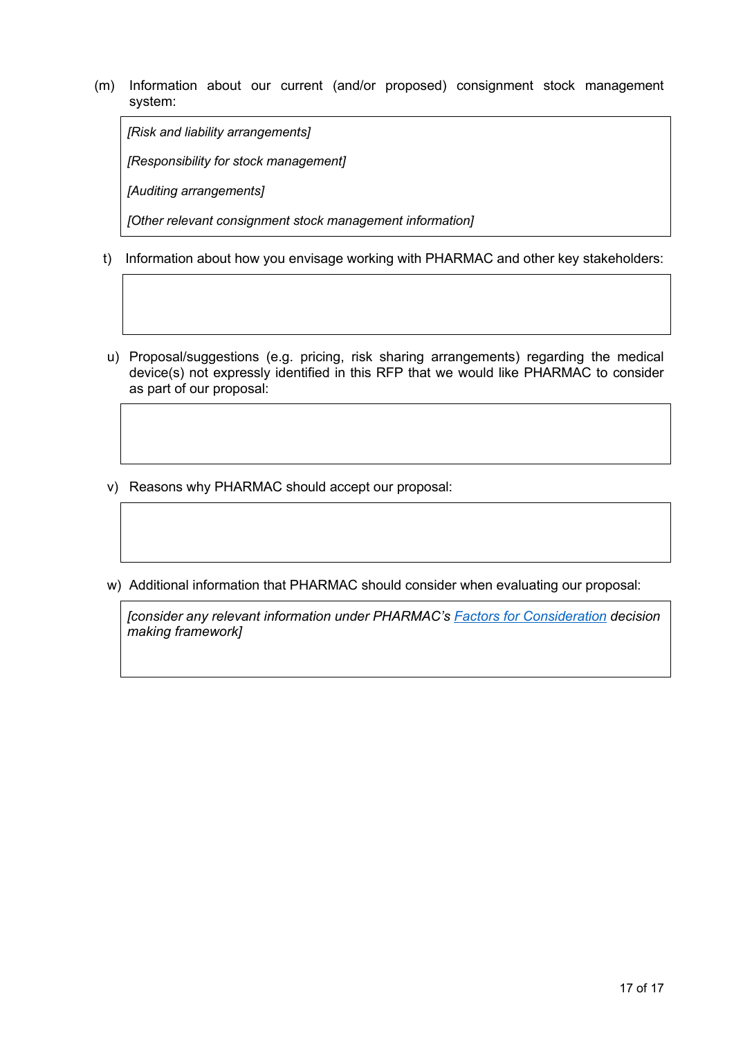(m) Information about our current (and/or proposed) consignment stock management system:

| |
|---|
| *[Risk and liability arrangements]*<br><br>*[Responsibility for stock management]*<br><br>*[Auditing arrangements]*<br><br>*[Other relevant consignment stock management information]* |

t) Information about how you envisage working with PHARMAC and other key stakeholders:

| |
|---|
| |

u) Proposal/suggestions (e.g. pricing, risk sharing arrangements) regarding the medical device(s) not expressly identified in this RFP that we would like PHARMAC to consider as part of our proposal:

| |
|---|
| |

v) Reasons why PHARMAC should accept our proposal:

| |
|---|
| |

w) Additional information that PHARMAC should consider when evaluating our proposal:

| |
|---|
| *[consider any relevant information under PHARMAC's [Factors for Consideration] decision making framework]* |